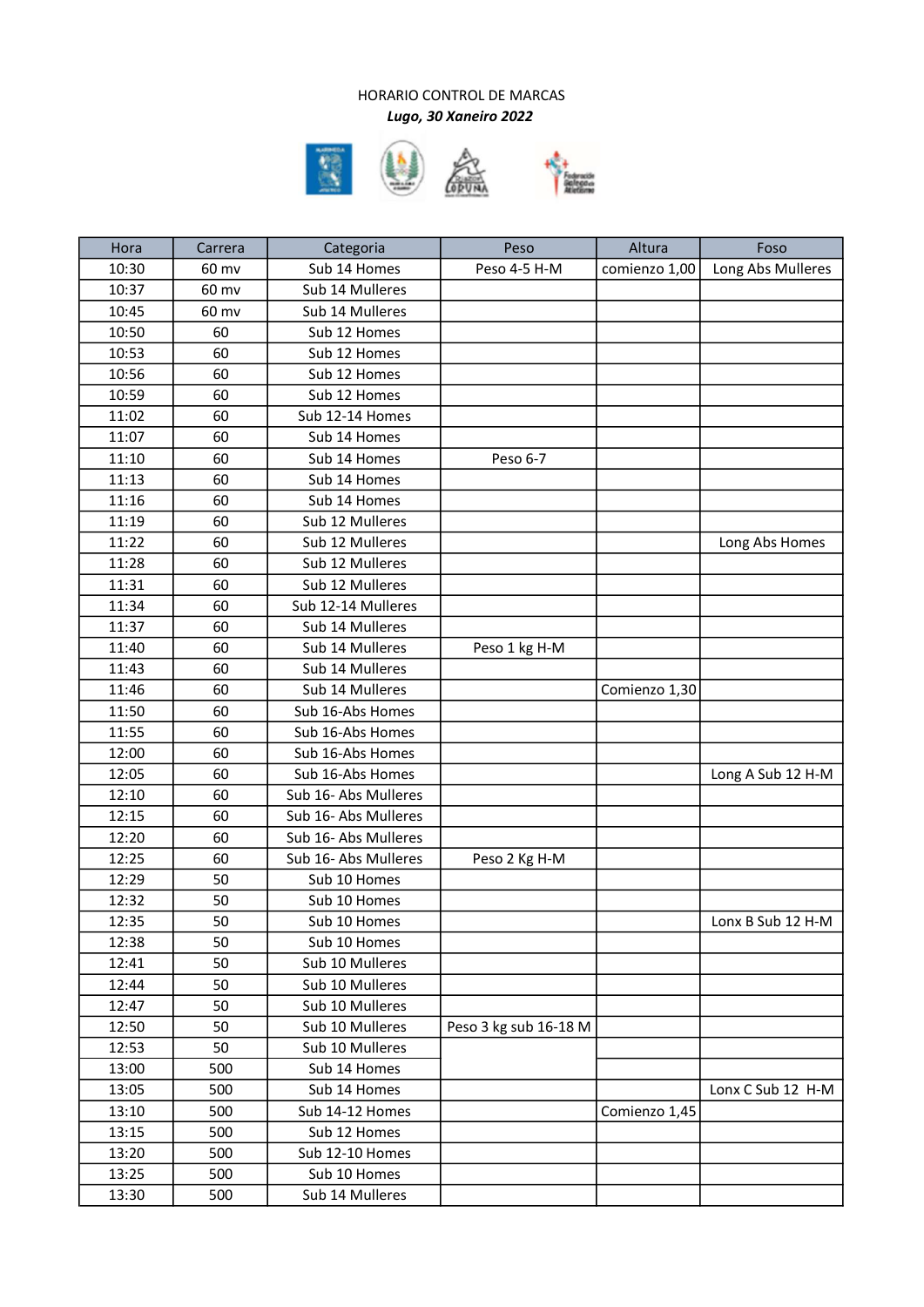HORARIO CONTROL DE MARCAS

***Lugo, 30 Xaneiro 2022***

| Hora | Carrera | Categoria | Peso | Altura | Foso |
|---|---|---|---|---|---|
| 10:30 | 60 mv | Sub 14 Homes | Peso 4-5 H-M | comienzo 1,00 | Long Abs Mulleres |
| 10:37 | 60 mv | Sub 14 Mulleres | | | |
| 10:45 | 60 mv | Sub 14 Mulleres | | | |
| 10:50 | 60 | Sub 12 Homes | | | |
| 10:53 | 60 | Sub 12 Homes | | | |
| 10:56 | 60 | Sub 12 Homes | | | |
| 10:59 | 60 | Sub 12 Homes | | | |
| 11:02 | 60 | Sub 12-14 Homes | | | |
| 11:07 | 60 | Sub 14 Homes | | | |
| 11:10 | 60 | Sub 14 Homes | Peso 6-7 | | |
| 11:13 | 60 | Sub 14 Homes | | | |
| 11:16 | 60 | Sub 14 Homes | | | |
| 11:19 | 60 | Sub 12 Mulleres | | | |
| 11:22 | 60 | Sub 12 Mulleres | | | Long Abs Homes |
| 11:28 | 60 | Sub 12 Mulleres | | | |
| 11:31 | 60 | Sub 12 Mulleres | | | |
| 11:34 | 60 | Sub 12-14 Mulleres | | | |
| 11:37 | 60 | Sub 14 Mulleres | | | |
| 11:40 | 60 | Sub 14 Mulleres | Peso 1 kg H-M | | |
| 11:43 | 60 | Sub 14 Mulleres | | | |
| 11:46 | 60 | Sub 14 Mulleres | | Comienzo 1,30 | |
| 11:50 | 60 | Sub 16-Abs Homes | | | |
| 11:55 | 60 | Sub 16-Abs Homes | | | |
| 12:00 | 60 | Sub 16-Abs Homes | | | |
| 12:05 | 60 | Sub 16-Abs Homes | | | Long A Sub 12 H-M |
| 12:10 | 60 | Sub 16- Abs Mulleres | | | |
| 12:15 | 60 | Sub 16- Abs Mulleres | | | |
| 12:20 | 60 | Sub 16- Abs Mulleres | | | |
| 12:25 | 60 | Sub 16- Abs Mulleres | Peso 2 Kg H-M | | |
| 12:29 | 50 | Sub 10 Homes | | | |
| 12:32 | 50 | Sub 10 Homes | | | |
| 12:35 | 50 | Sub 10 Homes | | | Lonx B Sub 12 H-M |
| 12:38 | 50 | Sub 10 Homes | | | |
| 12:41 | 50 | Sub 10 Mulleres | | | |
| 12:44 | 50 | Sub 10 Mulleres | | | |
| 12:47 | 50 | Sub 10 Mulleres | | | |
| 12:50 | 50 | Sub 10 Mulleres | Peso 3 kg sub 16-18 M | | |
| 12:53 | 50 | Sub 10 Mulleres | | | |
| 13:00 | 500 | Sub 14 Homes | | | |
| 13:05 | 500 | Sub 14 Homes | | | Lonx C Sub 12 H-M |
| 13:10 | 500 | Sub 14-12 Homes | | Comienzo 1,45 | |
| 13:15 | 500 | Sub 12 Homes | | | |
| 13:20 | 500 | Sub 12-10 Homes | | | |
| 13:25 | 500 | Sub 10 Homes | | | |
| 13:30 | 500 | Sub 14 Mulleres | | | |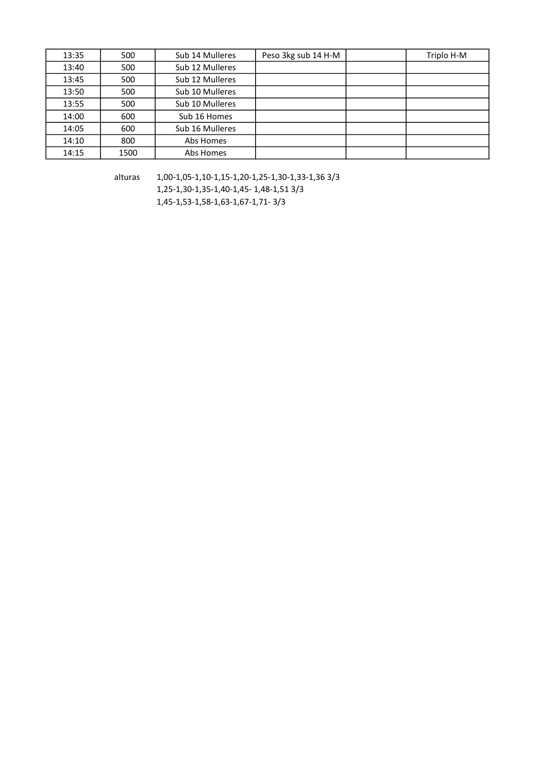| | | | | | |
|---|---|---|---|---|---|
| 13:35 | 500 | Sub 14 Mulleres | Peso 3kg sub 14 H-M | | Triplo H-M |
| 13:40 | 500 | Sub 12 Mulleres | | | |
| 13:45 | 500 | Sub 12 Mulleres | | | |
| 13:50 | 500 | Sub 10 Mulleres | | | |
| 13:55 | 500 | Sub 10 Mulleres | | | |
| 14:00 | 600 | Sub 16 Homes | | | |
| 14:05 | 600 | Sub 16 Mulleres | | | |
| 14:10 | 800 | Abs Homes | | | |
| 14:15 | 1500 | Abs Homes | | | |

alturas 1,00-1,05-1,10-1,15-1,20-1,25-1,30-1,33-1,36 3/3
1,25-1,30-1,35-1,40-1,45- 1,48-1,51 3/3
1,45-1,53-1,58-1,63-1,67-1,71- 3/3